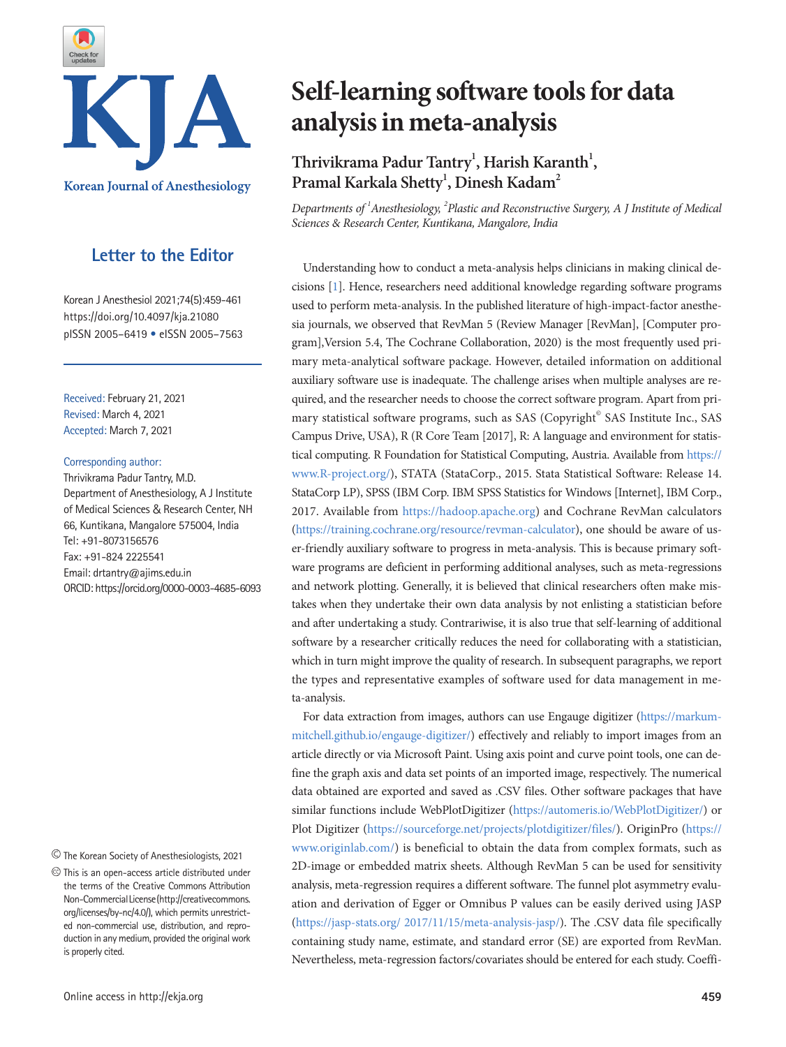# Self-learning software tools for data analysis in meta-analysis

**Thrivikrama Padur Tantry[1], Harish Karanth[1], Pramal Karkala Shetty[1], Dinesh Kadam[2]**

*Departments of [1]Anesthesiology, [2]Plastic and Reconstructive Surgery, A J Institute of Medical Sciences & Research Center, Kuntikana, Mangalore, India*

**Letter to the Editor**

Korean J Anesthesiol 2021;74(5):459-461
https://doi.org/10.4097/kja.21080
pISSN 2005–6419 • eISSN 2005–7563

Received: February 21, 2021
Revised: March 4, 2021
Accepted: March 7, 2021

Corresponding author:
Thrivikrama Padur Tantry, M.D.
Department of Anesthesiology, A J Institute of Medical Sciences & Research Center, NH 66, Kuntikana, Mangalore 575004, India
Tel: +91-8073156576
Fax: +91-824 2225541
Email: drtantry@ajims.edu.in
ORCID: https://orcid.org/0000-0003-4685-6093

© The Korean Society of Anesthesiologists, 2021

This is an open-access article distributed under the terms of the Creative Commons Attribution Non-Commercial License (http://creativecommons.org/licenses/by-nc/4.0/), which permits unrestricted non-commercial use, distribution, and reproduction in any medium, provided the original work is properly cited.

Understanding how to conduct a meta-analysis helps clinicians in making clinical decisions [1]. Hence, researchers need additional knowledge regarding software programs used to perform meta-analysis. In the published literature of high-impact-factor anesthesia journals, we observed that RevMan 5 (Review Manager [RevMan], [Computer program],Version 5.4, The Cochrane Collaboration, 2020) is the most frequently used primary meta-analytical software package. However, detailed information on additional auxiliary software use is inadequate. The challenge arises when multiple analyses are required, and the researcher needs to choose the correct software program. Apart from primary statistical software programs, such as SAS (Copyright© SAS Institute Inc., SAS Campus Drive, USA), R (R Core Team [2017], R: A language and environment for statistical computing. R Foundation for Statistical Computing, Austria. Available from https://www.R-project.org/), STATA (StataCorp., 2015. Stata Statistical Software: Release 14. StataCorp LP), SPSS (IBM Corp. IBM SPSS Statistics for Windows [Internet], IBM Corp., 2017. Available from https://hadoop.apache.org) and Cochrane RevMan calculators (https://training.cochrane.org/resource/revman-calculator), one should be aware of user-friendly auxiliary software to progress in meta-analysis. This is because primary software programs are deficient in performing additional analyses, such as meta-regressions and network plotting. Generally, it is believed that clinical researchers often make mistakes when they undertake their own data analysis by not enlisting a statistician before and after undertaking a study. Contrariwise, it is also true that self-learning of additional software by a researcher critically reduces the need for collaborating with a statistician, which in turn might improve the quality of research. In subsequent paragraphs, we report the types and representative examples of software used for data management in meta-analysis.

For data extraction from images, authors can use Engauge digitizer (https://markummitchell.github.io/engauge-digitizer/) effectively and reliably to import images from an article directly or via Microsoft Paint. Using axis point and curve point tools, one can define the graph axis and data set points of an imported image, respectively. The numerical data obtained are exported and saved as .CSV files. Other software packages that have similar functions include WebPlotDigitizer (https://automeris.io/WebPlotDigitizer/) or Plot Digitizer (https://sourceforge.net/projects/plotdigitizer/files/). OriginPro (https://www.originlab.com/) is beneficial to obtain the data from complex formats, such as 2D-image or embedded matrix sheets. Although RevMan 5 can be used for sensitivity analysis, meta-regression requires a different software. The funnel plot asymmetry evaluation and derivation of Egger or Omnibus P values can be easily derived using JASP (https://jasp-stats.org/ 2017/11/15/meta-analysis-jasp/). The .CSV data file specifically containing study name, estimate, and standard error (SE) are exported from RevMan. Nevertheless, meta-regression factors/covariates should be entered for each study. Coeffi-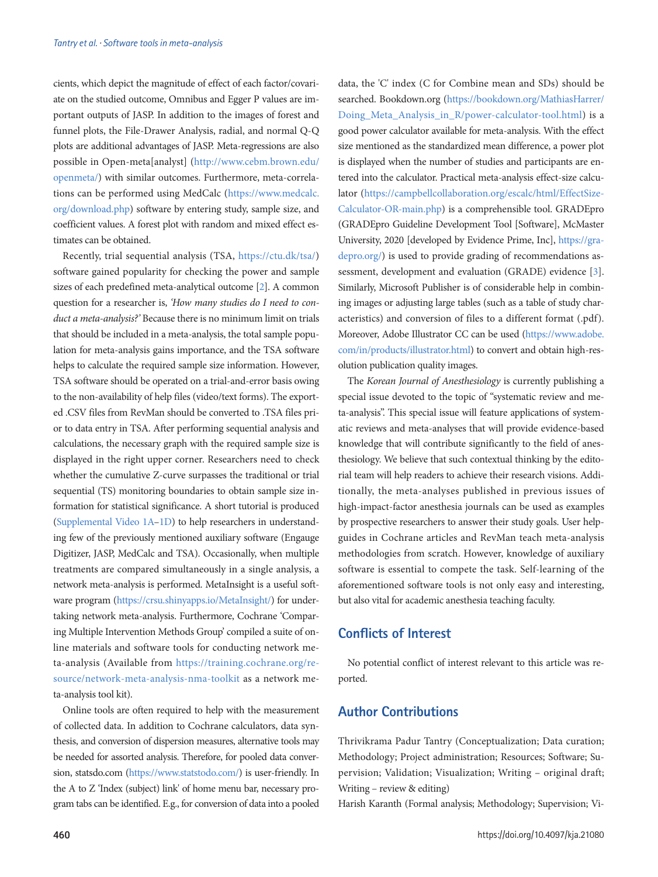cients, which depict the magnitude of effect of each factor/covariate on the studied outcome, Omnibus and Egger P values are important outputs of JASP. In addition to the images of forest and funnel plots, the File-Drawer Analysis, radial, and normal Q-Q plots are additional advantages of JASP. Meta-regressions are also possible in Open-meta[analyst] (http://www.cebm.brown.edu/openmeta/) with similar outcomes. Furthermore, meta-correlations can be performed using MedCalc (https://www.medcalc.org/download.php) software by entering study, sample size, and coefficient values. A forest plot with random and mixed effect estimates can be obtained.

Recently, trial sequential analysis (TSA, https://ctu.dk/tsa/) software gained popularity for checking the power and sample sizes of each predefined meta-analytical outcome [2]. A common question for a researcher is, *'How many studies do I need to conduct a meta-analysis?'* Because there is no minimum limit on trials that should be included in a meta-analysis, the total sample population for meta-analysis gains importance, and the TSA software helps to calculate the required sample size information. However, TSA software should be operated on a trial-and-error basis owing to the non-availability of help files (video/text forms). The exported .CSV files from RevMan should be converted to .TSA files prior to data entry in TSA. After performing sequential analysis and calculations, the necessary graph with the required sample size is displayed in the right upper corner. Researchers need to check whether the cumulative Z-curve surpasses the traditional or trial sequential (TS) monitoring boundaries to obtain sample size information for statistical significance. A short tutorial is produced (Supplemental Video 1A–1D) to help researchers in understanding few of the previously mentioned auxiliary software (Engauge Digitizer, JASP, MedCalc and TSA). Occasionally, when multiple treatments are compared simultaneously in a single analysis, a network meta-analysis is performed. MetaInsight is a useful software program (https://crsu.shinyapps.io/MetaInsight/) for undertaking network meta-analysis. Furthermore, Cochrane 'Comparing Multiple Intervention Methods Group' compiled a suite of online materials and software tools for conducting network meta-analysis (Available from https://training.cochrane.org/resource/network-meta-analysis-nma-toolkit as a network meta-analysis tool kit).

Online tools are often required to help with the measurement of collected data. In addition to Cochrane calculators, data synthesis, and conversion of dispersion measures, alternative tools may be needed for assorted analysis. Therefore, for pooled data conversion, statsdo.com (https://www.statstodo.com/) is user-friendly. In the A to Z 'Index (subject) link' of home menu bar, necessary program tabs can be identified. E.g., for conversion of data into a pooled data, the 'C' index (C for Combine mean and SDs) should be searched. Bookdown.org (https://bookdown.org/MathiasHarrer/Doing_Meta_Analysis_in_R/power-calculator-tool.html) is a good power calculator available for meta-analysis. With the effect size mentioned as the standardized mean difference, a power plot is displayed when the number of studies and participants are entered into the calculator. Practical meta-analysis effect-size calculator (https://campbellcollaboration.org/escalc/html/EffectSizeCalculator-OR-main.php) is a comprehensible tool. GRADEpro (GRADEpro Guideline Development Tool [Software], McMaster University, 2020 [developed by Evidence Prime, Inc], https://gradepro.org/) is used to provide grading of recommendations assessment, development and evaluation (GRADE) evidence [3]. Similarly, Microsoft Publisher is of considerable help in combining images or adjusting large tables (such as a table of study characteristics) and conversion of files to a different format (.pdf). Moreover, Adobe Illustrator CC can be used (https://www.adobe.com/in/products/illustrator.html) to convert and obtain high-resolution publication quality images.

The *Korean Journal of Anesthesiology* is currently publishing a special issue devoted to the topic of "systematic review and meta-analysis". This special issue will feature applications of systematic reviews and meta-analyses that will provide evidence-based knowledge that will contribute significantly to the field of anesthesiology. We believe that such contextual thinking by the editorial team will help readers to achieve their research visions. Additionally, the meta-analyses published in previous issues of high-impact-factor anesthesia journals can be used as examples by prospective researchers to answer their study goals. User help-guides in Cochrane articles and RevMan teach meta-analysis methodologies from scratch. However, knowledge of auxiliary software is essential to compete the task. Self-learning of the aforementioned software tools is not only easy and interesting, but also vital for academic anesthesia teaching faculty.

## Conflicts of Interest

No potential conflict of interest relevant to this article was reported.

## Author Contributions

Thrivikrama Padur Tantry (Conceptualization; Data curation; Methodology; Project administration; Resources; Software; Supervision; Validation; Visualization; Writing – original draft; Writing – review & editing)

Harish Karanth (Formal analysis; Methodology; Supervision; Vi-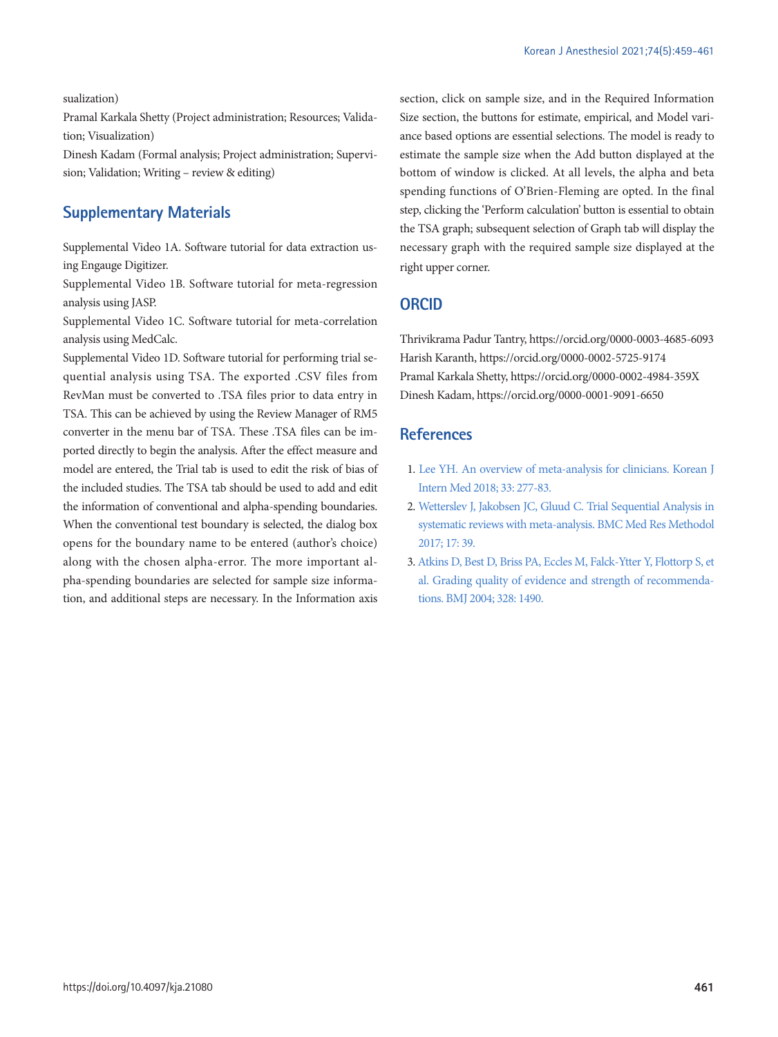sualization)

Pramal Karkala Shetty (Project administration; Resources; Validation; Visualization)

Dinesh Kadam (Formal analysis; Project administration; Supervision; Validation; Writing – review & editing)

## Supplementary Materials

Supplemental Video 1A. Software tutorial for data extraction using Engauge Digitizer.

Supplemental Video 1B. Software tutorial for meta-regression analysis using JASP.

Supplemental Video 1C. Software tutorial for meta-correlation analysis using MedCalc.

Supplemental Video 1D. Software tutorial for performing trial sequential analysis using TSA. The exported .CSV files from RevMan must be converted to .TSA files prior to data entry in TSA. This can be achieved by using the Review Manager of RM5 converter in the menu bar of TSA. These .TSA files can be imported directly to begin the analysis. After the effect measure and model are entered, the Trial tab is used to edit the risk of bias of the included studies. The TSA tab should be used to add and edit the information of conventional and alpha-spending boundaries. When the conventional test boundary is selected, the dialog box opens for the boundary name to be entered (author's choice) along with the chosen alpha-error. The more important alpha-spending boundaries are selected for sample size information, and additional steps are necessary. In the Information axis section, click on sample size, and in the Required Information Size section, the buttons for estimate, empirical, and Model variance based options are essential selections. The model is ready to estimate the sample size when the Add button displayed at the bottom of window is clicked. At all levels, the alpha and beta spending functions of O'Brien-Fleming are opted. In the final step, clicking the 'Perform calculation' button is essential to obtain the TSA graph; subsequent selection of Graph tab will display the necessary graph with the required sample size displayed at the right upper corner.

## ORCID

Thrivikrama Padur Tantry, https://orcid.org/0000-0003-4685-6093

Harish Karanth, https://orcid.org/0000-0002-5725-9174

Pramal Karkala Shetty, https://orcid.org/0000-0002-4984-359X

Dinesh Kadam, https://orcid.org/0000-0001-9091-6650

## References

1. Lee YH. An overview of meta-analysis for clinicians. Korean J Intern Med 2018; 33: 277-83.
2. Wetterslev J, Jakobsen JC, Gluud C. Trial Sequential Analysis in systematic reviews with meta-analysis. BMC Med Res Methodol 2017; 17: 39.
3. Atkins D, Best D, Briss PA, Eccles M, Falck-Ytter Y, Flottorp S, et al. Grading quality of evidence and strength of recommendations. BMJ 2004; 328: 1490.